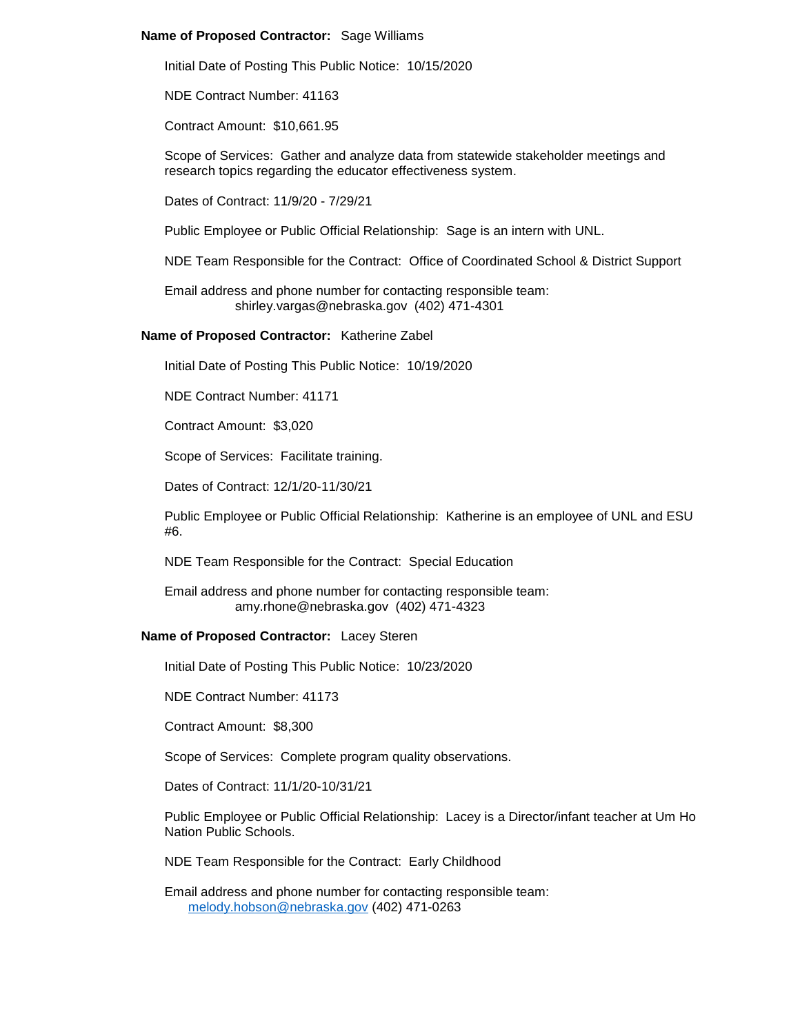**Name of Proposed Contractor:** Sage Williams

Initial Date of Posting This Public Notice: 10/15/2020

NDE Contract Number: 41163

Contract Amount: $10,661.95

Scope of Services: Gather and analyze data from statewide stakeholder meetings and research topics regarding the educator effectiveness system.

Dates of Contract: 11/9/20 - 7/29/21

Public Employee or Public Official Relationship: Sage is an intern with UNL.

NDE Team Responsible for the Contract: Office of Coordinated School & District Support

Email address and phone number for contacting responsible team:
shirley.vargas@nebraska.gov (402) 471-4301

**Name of Proposed Contractor:** Katherine Zabel

Initial Date of Posting This Public Notice: 10/19/2020

NDE Contract Number: 41171

Contract Amount: $3,020

Scope of Services: Facilitate training.

Dates of Contract: 12/1/20-11/30/21

Public Employee or Public Official Relationship: Katherine is an employee of UNL and ESU #6.

NDE Team Responsible for the Contract: Special Education

Email address and phone number for contacting responsible team:
amy.rhone@nebraska.gov (402) 471-4323

**Name of Proposed Contractor:** Lacey Steren

Initial Date of Posting This Public Notice: 10/23/2020

NDE Contract Number: 41173

Contract Amount: $8,300

Scope of Services: Complete program quality observations.

Dates of Contract: 11/1/20-10/31/21

Public Employee or Public Official Relationship: Lacey is a Director/infant teacher at Um Ho Nation Public Schools.

NDE Team Responsible for the Contract: Early Childhood

Email address and phone number for contacting responsible team:
melody.hobson@nebraska.gov (402) 471-0263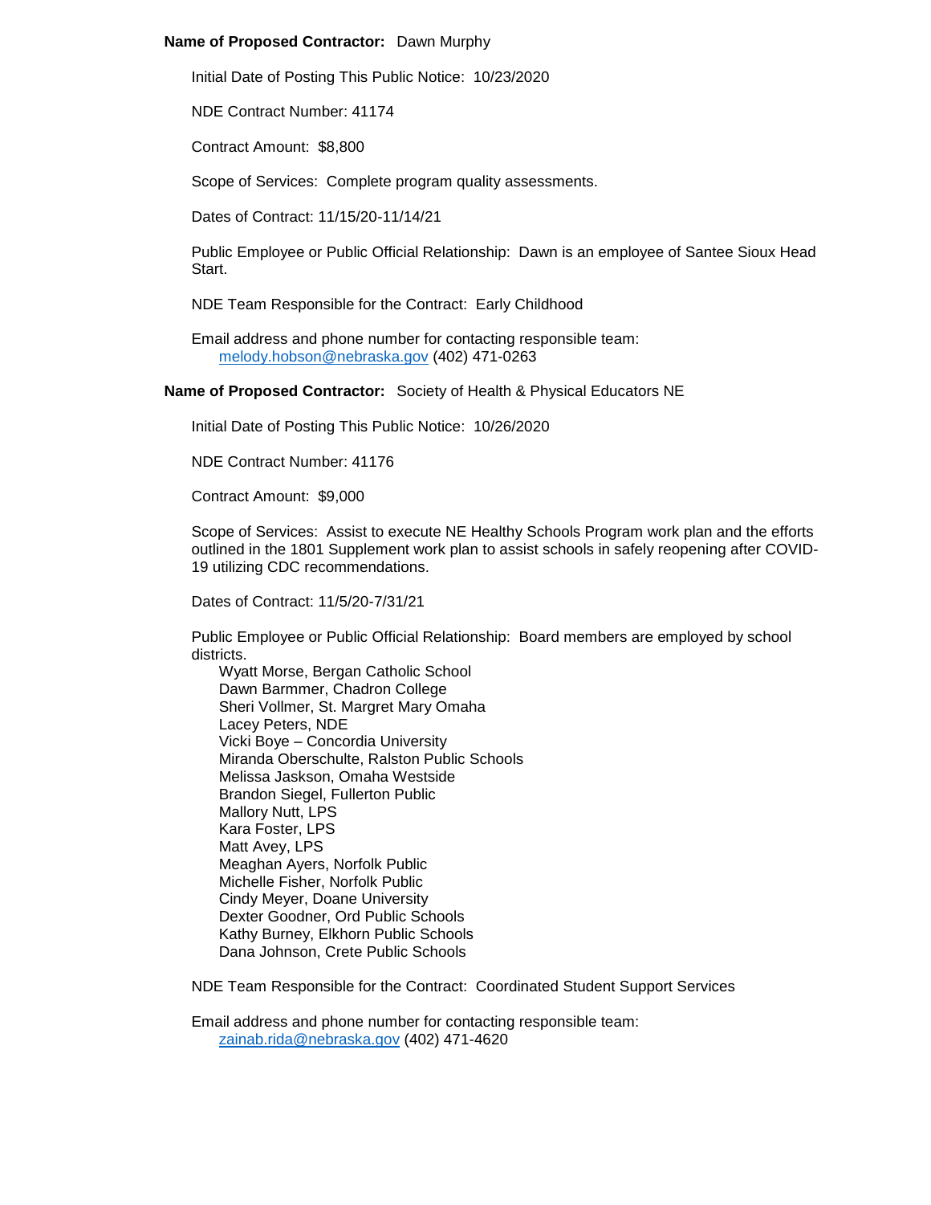**Name of Proposed Contractor:** Dawn Murphy

Initial Date of Posting This Public Notice: 10/23/2020

NDE Contract Number: 41174

Contract Amount: $8,800

Scope of Services: Complete program quality assessments.

Dates of Contract: 11/15/20-11/14/21

Public Employee or Public Official Relationship: Dawn is an employee of Santee Sioux Head Start.

NDE Team Responsible for the Contract: Early Childhood

Email address and phone number for contacting responsible team:
melody.hobson@nebraska.gov (402) 471-0263

**Name of Proposed Contractor:** Society of Health & Physical Educators NE

Initial Date of Posting This Public Notice: 10/26/2020

NDE Contract Number: 41176

Contract Amount: $9,000

Scope of Services: Assist to execute NE Healthy Schools Program work plan and the efforts outlined in the 1801 Supplement work plan to assist schools in safely reopening after COVID-19 utilizing CDC recommendations.

Dates of Contract: 11/5/20-7/31/21

Public Employee or Public Official Relationship: Board members are employed by school districts.

Wyatt Morse, Bergan Catholic School
Dawn Barmmer, Chadron College
Sheri Vollmer, St. Margret Mary Omaha
Lacey Peters, NDE
Vicki Boye – Concordia University
Miranda Oberschulte, Ralston Public Schools
Melissa Jaskson, Omaha Westside
Brandon Siegel, Fullerton Public
Mallory Nutt, LPS
Kara Foster, LPS
Matt Avey, LPS
Meaghan Ayers, Norfolk Public
Michelle Fisher, Norfolk Public
Cindy Meyer, Doane University
Dexter Goodner, Ord Public Schools
Kathy Burney, Elkhorn Public Schools
Dana Johnson, Crete Public Schools

NDE Team Responsible for the Contract: Coordinated Student Support Services

Email address and phone number for contacting responsible team:
zainab.rida@nebraska.gov (402) 471-4620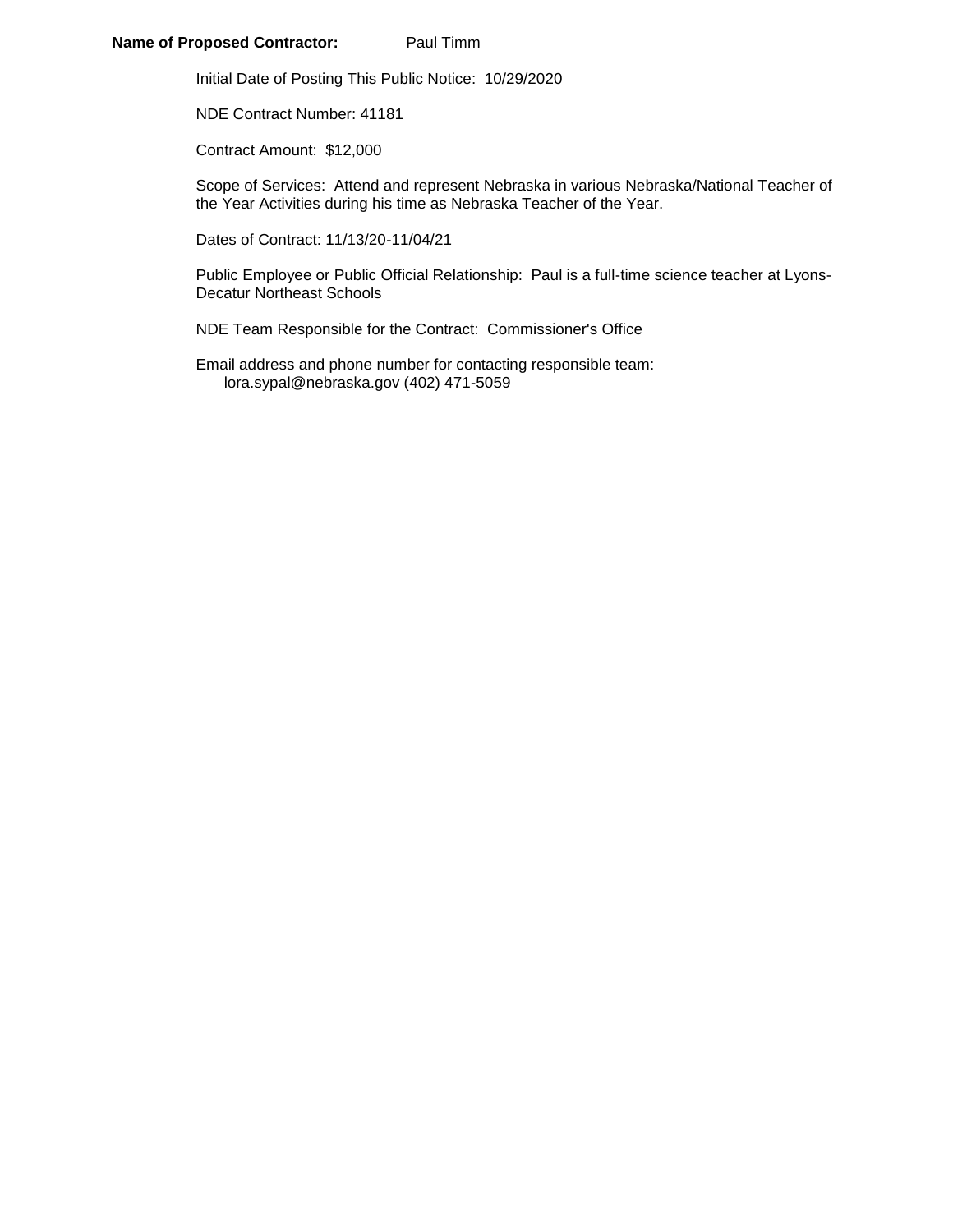**Name of Proposed Contractor:** Paul Timm

Initial Date of Posting This Public Notice: 10/29/2020

NDE Contract Number: 41181

Contract Amount: $12,000

Scope of Services: Attend and represent Nebraska in various Nebraska/National Teacher of the Year Activities during his time as Nebraska Teacher of the Year.

Dates of Contract: 11/13/20-11/04/21

Public Employee or Public Official Relationship: Paul is a full-time science teacher at Lyons-Decatur Northeast Schools

NDE Team Responsible for the Contract: Commissioner's Office

Email address and phone number for contacting responsible team:
lora.sypal@nebraska.gov (402) 471-5059